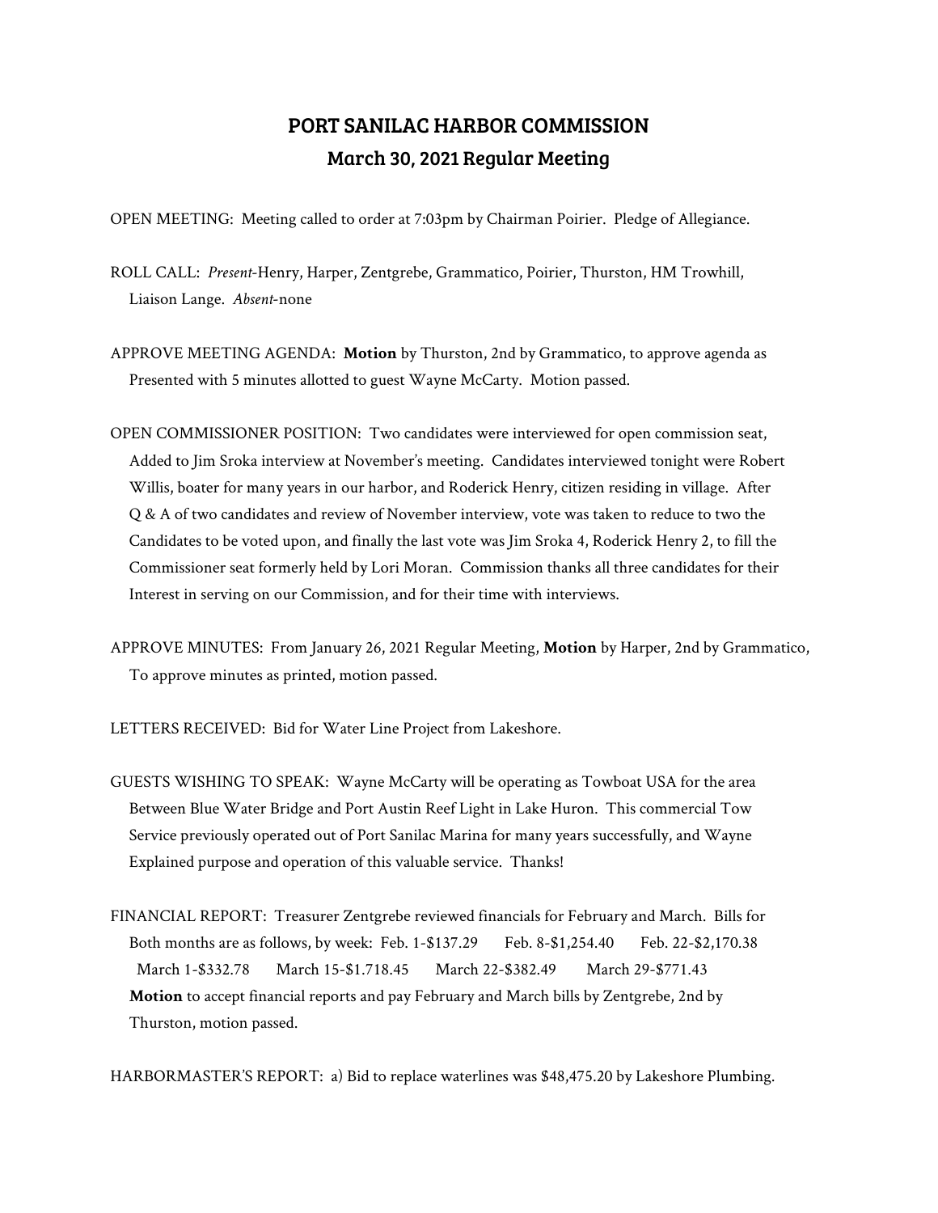# PORT SANILAC HARBOR COMMISSION

## March 30, 2021 Regular Meeting

OPEN MEETING: Meeting called to order at 7:03pm by Chairman Poirier. Pledge of Allegiance.

ROLL CALL: *Present*-Henry, Harper, Zentgrebe, Grammatico, Poirier, Thurston, HM Trowhill, Liaison Lange. *Absent*-none

APPROVE MEETING AGENDA: **Motion** by Thurston, 2nd by Grammatico, to approve agenda as Presented with 5 minutes allotted to guest Wayne McCarty. Motion passed.

OPEN COMMISSIONER POSITION: Two candidates were interviewed for open commission seat, Added to Jim Sroka interview at November's meeting. Candidates interviewed tonight were Robert Willis, boater for many years in our harbor, and Roderick Henry, citizen residing in village. After Q & A of two candidates and review of November interview, vote was taken to reduce to two the Candidates to be voted upon, and finally the last vote was Jim Sroka 4, Roderick Henry 2, to fill the Commissioner seat formerly held by Lori Moran. Commission thanks all three candidates for their Interest in serving on our Commission, and for their time with interviews.

APPROVE MINUTES: From January 26, 2021 Regular Meeting, **Motion** by Harper, 2nd by Grammatico, To approve minutes as printed, motion passed.

LETTERS RECEIVED: Bid for Water Line Project from Lakeshore.

GUESTS WISHING TO SPEAK: Wayne McCarty will be operating as Towboat USA for the area Between Blue Water Bridge and Port Austin Reef Light in Lake Huron. This commercial Tow Service previously operated out of Port Sanilac Marina for many years successfully, and Wayne Explained purpose and operation of this valuable service. Thanks!

FINANCIAL REPORT: Treasurer Zentgrebe reviewed financials for February and March. Bills for Both months are as follows, by week: Feb. 1-$137.29 Feb. 8-$1,254.40 Feb. 22-$2,170.38 March 1-$332.78 March 15-$1.718.45 March 22-$382.49 March 29-$771.43 **Motion** to accept financial reports and pay February and March bills by Zentgrebe, 2nd by Thurston, motion passed.

HARBORMASTER'S REPORT: a) Bid to replace waterlines was $48,475.20 by Lakeshore Plumbing.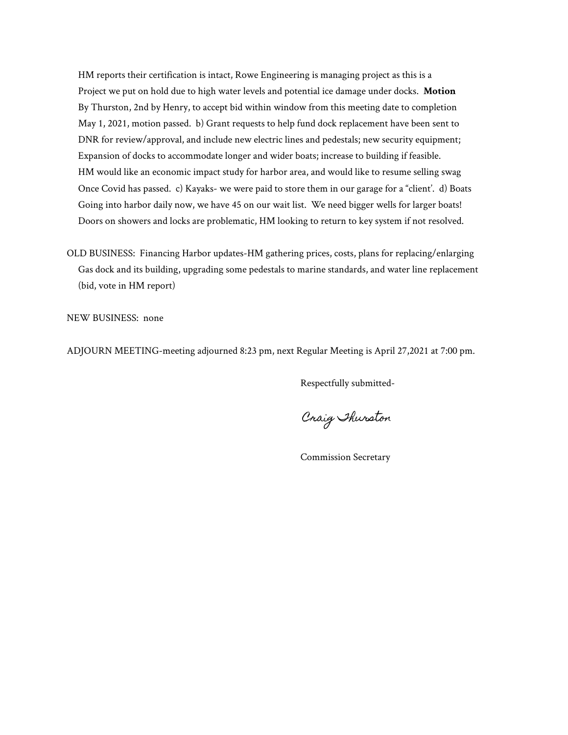HM reports their certification is intact, Rowe Engineering is managing project as this is a Project we put on hold due to high water levels and potential ice damage under docks. **Motion** By Thurston, 2nd by Henry, to accept bid within window from this meeting date to completion May 1, 2021, motion passed. b) Grant requests to help fund dock replacement have been sent to DNR for review/approval, and include new electric lines and pedestals; new security equipment; Expansion of docks to accommodate longer and wider boats; increase to building if feasible. HM would like an economic impact study for harbor area, and would like to resume selling swag Once Covid has passed. c) Kayaks- we were paid to store them in our garage for a "client'. d) Boats Going into harbor daily now, we have 45 on our wait list. We need bigger wells for larger boats! Doors on showers and locks are problematic, HM looking to return to key system if not resolved.

OLD BUSINESS: Financing Harbor updates-HM gathering prices, costs, plans for replacing/enlarging Gas dock and its building, upgrading some pedestals to marine standards, and water line replacement (bid, vote in HM report)

NEW BUSINESS: none

ADJOURN MEETING-meeting adjourned 8:23 pm, next Regular Meeting is April 27,2021 at 7:00 pm.

Respectfully submitted-

Craig Thurston

Commission Secretary